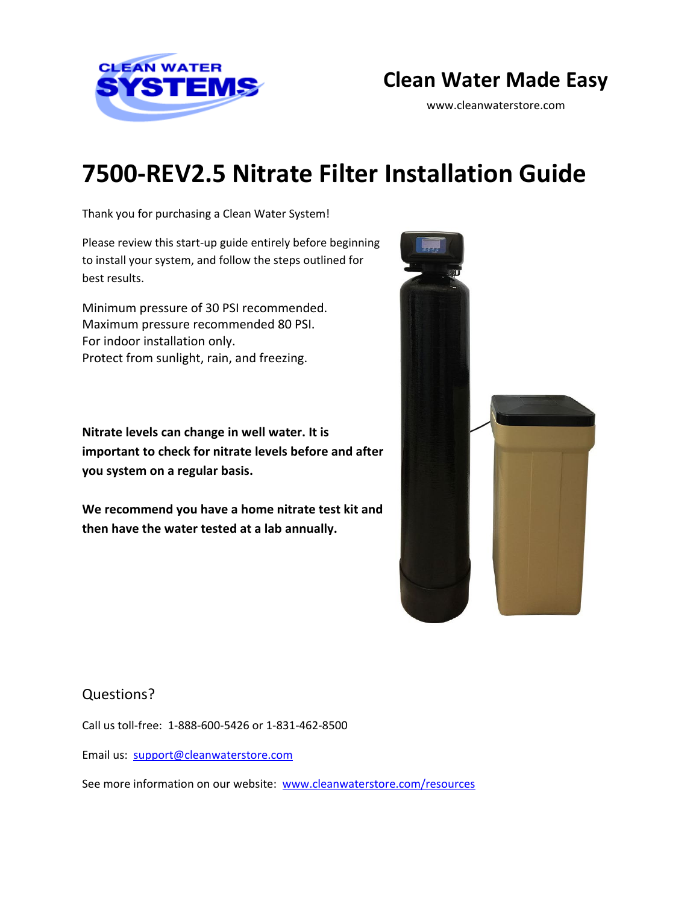CLEAN WATER SYSTEMS

## Clean Water Made Easy

www.cleanwaterstore.com

# 7500-REV2.5 Nitrate Filter Installation Guide

Thank you for purchasing a Clean Water System!

Please review this start-up guide entirely before beginning to install your system, and follow the steps outlined for best results.

Minimum pressure of 30 PSI recommended.
Maximum pressure recommended 80 PSI.
For indoor installation only.
Protect from sunlight, rain, and freezing.

**Nitrate levels can change in well water. It is important to check for nitrate levels before and after you system on a regular basis.**

**We recommend you have a home nitrate test kit and then have the water tested at a lab annually.**

## Questions?

Call us toll-free: 1-888-600-5426 or 1-831-462-8500

Email us: [support@cleanwaterstore.com](mailto:support@cleanwaterstore.com)

See more information on our website: [www.cleanwaterstore.com/resources](http://www.cleanwaterstore.com/resources)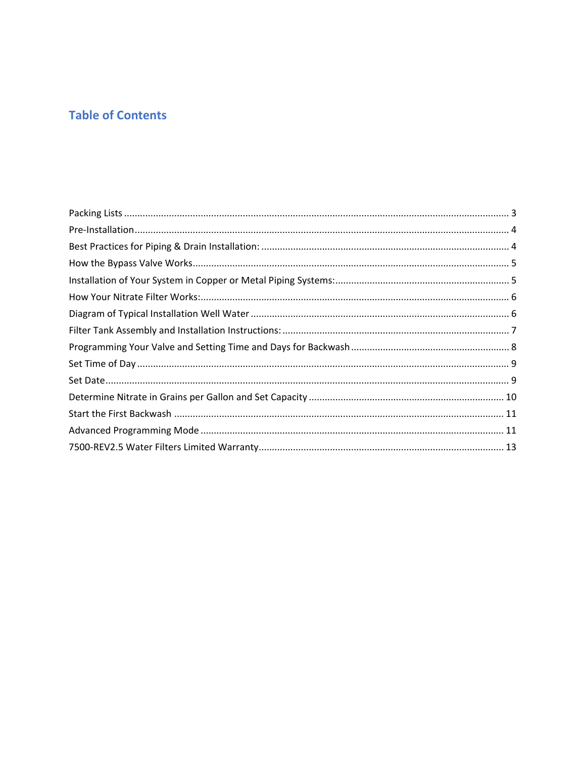## Table of Contents

Packing Lists ........................................................................................................................................ 3
Pre-Installation ...................................................................................................................................... 4
Best Practices for Piping & Drain Installation: ...................................................................................... 4
How the Bypass Valve Works ................................................................................................................ 5
Installation of Your System in Copper or Metal Piping Systems: .......................................................... 5
How Your Nitrate Filter Works: ............................................................................................................. 6
Diagram of Typical Installation Well Water ........................................................................................... 6
Filter Tank Assembly and Installation Instructions: ............................................................................... 7
Programming Your Valve and Setting Time and Days for Backwash ..................................................... 8
Set Time of Day ...................................................................................................................................... 9
Set Date ................................................................................................................................................. 9
Determine Nitrate in Grains per Gallon and Set Capacity ................................................................... 10
Start the First Backwash ...................................................................................................................... 11
Advanced Programming Mode ............................................................................................................ 11
7500-REV2.5 Water Filters Limited Warranty ...................................................................................... 13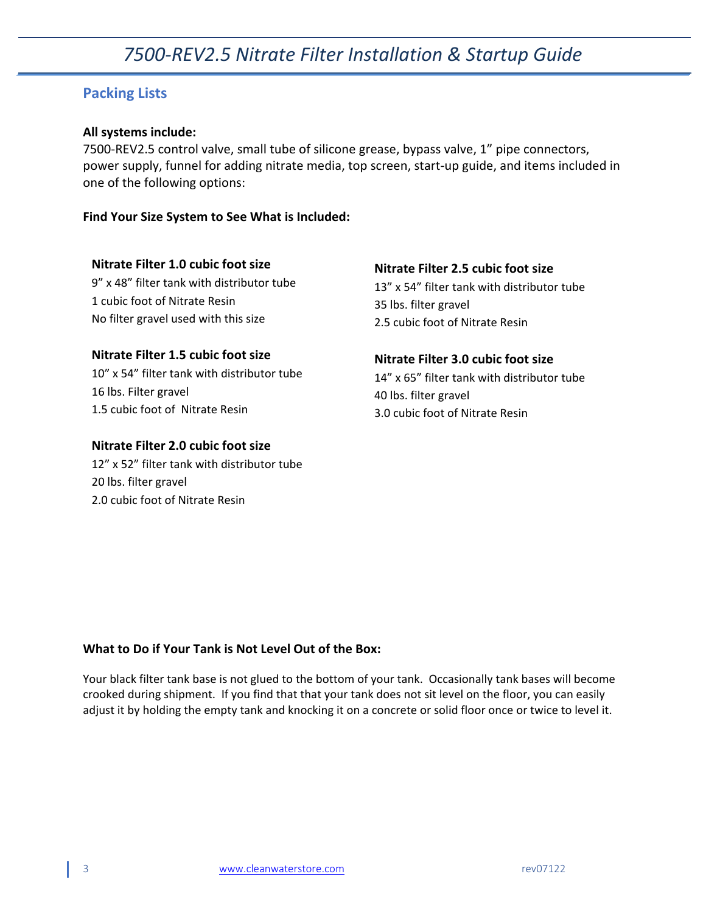## Packing Lists

**All systems include:**
7500-REV2.5 control valve, small tube of silicone grease, bypass valve, 1" pipe connectors, power supply, funnel for adding nitrate media, top screen, start-up guide, and items included in one of the following options:

**Find Your Size System to See What is Included:**

**Nitrate Filter 1.0 cubic foot size**
9" x 48" filter tank with distributor tube
1 cubic foot of Nitrate Resin
No filter gravel used with this size

**Nitrate Filter 1.5 cubic foot size**
10" x 54" filter tank with distributor tube
16 lbs. Filter gravel
1.5 cubic foot of Nitrate Resin

**Nitrate Filter 2.0 cubic foot size**
12" x 52" filter tank with distributor tube
20 lbs. filter gravel
2.0 cubic foot of Nitrate Resin

**Nitrate Filter 2.5 cubic foot size**
13" x 54" filter tank with distributor tube
35 lbs. filter gravel
2.5 cubic foot of Nitrate Resin

**Nitrate Filter 3.0 cubic foot size**
14" x 65" filter tank with distributor tube
40 lbs. filter gravel
3.0 cubic foot of Nitrate Resin

**What to Do if Your Tank is Not Level Out of the Box:**

Your black filter tank base is not glued to the bottom of your tank. Occasionally tank bases will become crooked during shipment. If you find that that your tank does not sit level on the floor, you can easily adjust it by holding the empty tank and knocking it on a concrete or solid floor once or twice to level it.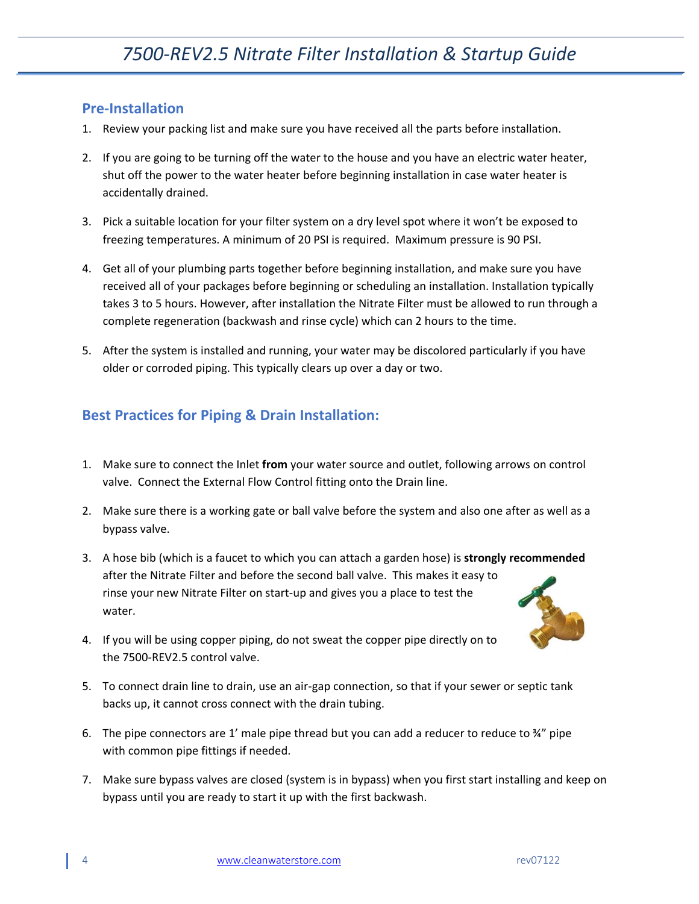# 7500-REV2.5 Nitrate Filter Installation & Startup Guide

## Pre-Installation

1. Review your packing list and make sure you have received all the parts before installation.

2. If you are going to be turning off the water to the house and you have an electric water heater, shut off the power to the water heater before beginning installation in case water heater is accidentally drained.

3. Pick a suitable location for your filter system on a dry level spot where it won't be exposed to freezing temperatures. A minimum of 20 PSI is required. Maximum pressure is 90 PSI.

4. Get all of your plumbing parts together before beginning installation, and make sure you have received all of your packages before beginning or scheduling an installation. Installation typically takes 3 to 5 hours. However, after installation the Nitrate Filter must be allowed to run through a complete regeneration (backwash and rinse cycle) which can 2 hours to the time.

5. After the system is installed and running, your water may be discolored particularly if you have older or corroded piping. This typically clears up over a day or two.

## Best Practices for Piping & Drain Installation:

1. Make sure to connect the Inlet **from** your water source and outlet, following arrows on control valve. Connect the External Flow Control fitting onto the Drain line.

2. Make sure there is a working gate or ball valve before the system and also one after as well as a bypass valve.

3. A hose bib (which is a faucet to which you can attach a garden hose) is **strongly recommended** after the Nitrate Filter and before the second ball valve. This makes it easy to rinse your new Nitrate Filter on start-up and gives you a place to test the water.

4. If you will be using copper piping, do not sweat the copper pipe directly on to the 7500-REV2.5 control valve.

5. To connect drain line to drain, use an air-gap connection, so that if your sewer or septic tank backs up, it cannot cross connect with the drain tubing.

6. The pipe connectors are 1' male pipe thread but you can add a reducer to reduce to ¾" pipe with common pipe fittings if needed.

7. Make sure bypass valves are closed (system is in bypass) when you first start installing and keep on bypass until you are ready to start it up with the first backwash.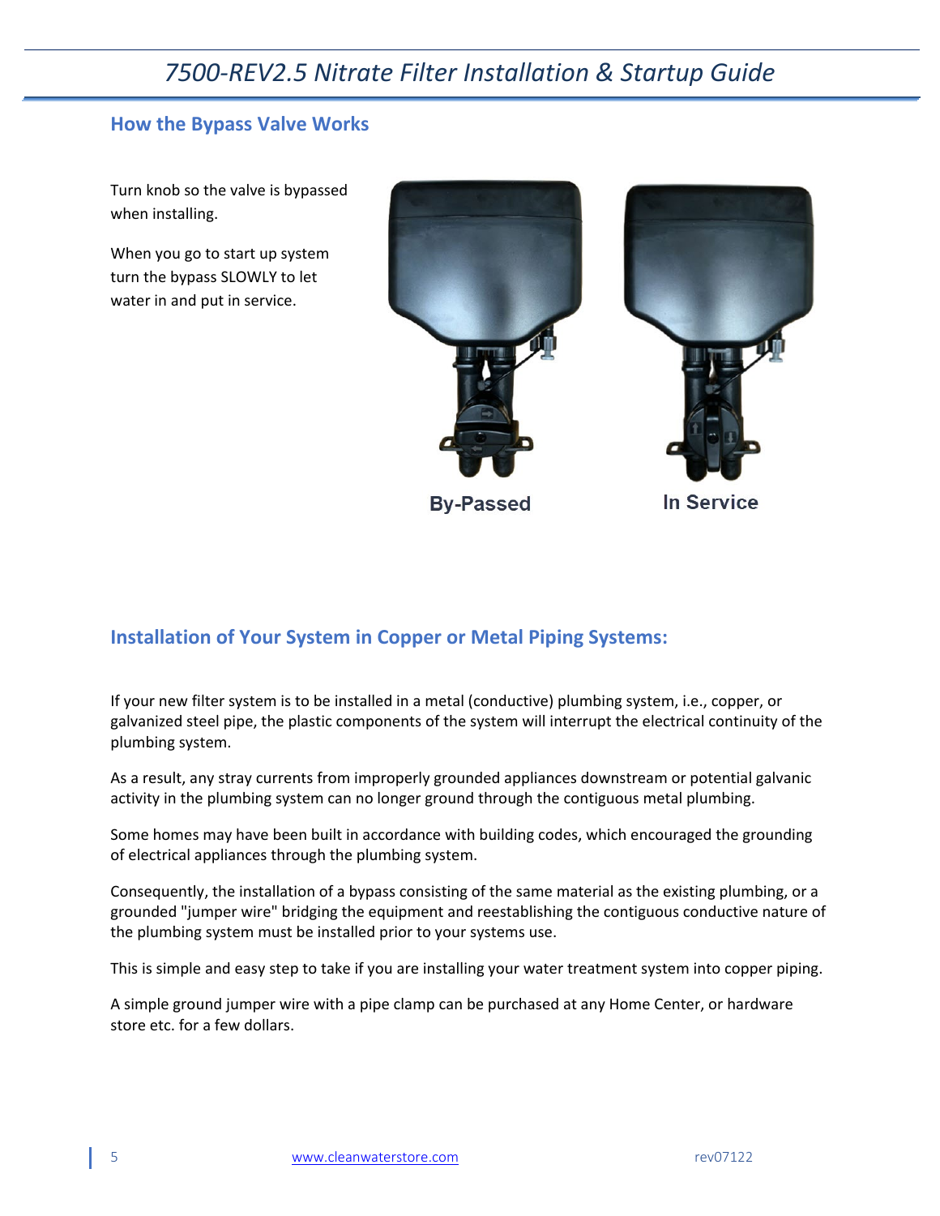## How the Bypass Valve Works

Turn knob so the valve is bypassed when installing.

When you go to start up system turn the bypass SLOWLY to let water in and put in service.

By-Passed

In Service

## Installation of Your System in Copper or Metal Piping Systems:

If your new filter system is to be installed in a metal (conductive) plumbing system, i.e., copper, or galvanized steel pipe, the plastic components of the system will interrupt the electrical continuity of the plumbing system.

As a result, any stray currents from improperly grounded appliances downstream or potential galvanic activity in the plumbing system can no longer ground through the contiguous metal plumbing.

Some homes may have been built in accordance with building codes, which encouraged the grounding of electrical appliances through the plumbing system.

Consequently, the installation of a bypass consisting of the same material as the existing plumbing, or a grounded "jumper wire" bridging the equipment and reestablishing the contiguous conductive nature of the plumbing system must be installed prior to your systems use.

This is simple and easy step to take if you are installing your water treatment system into copper piping.

A simple ground jumper wire with a pipe clamp can be purchased at any Home Center, or hardware store etc. for a few dollars.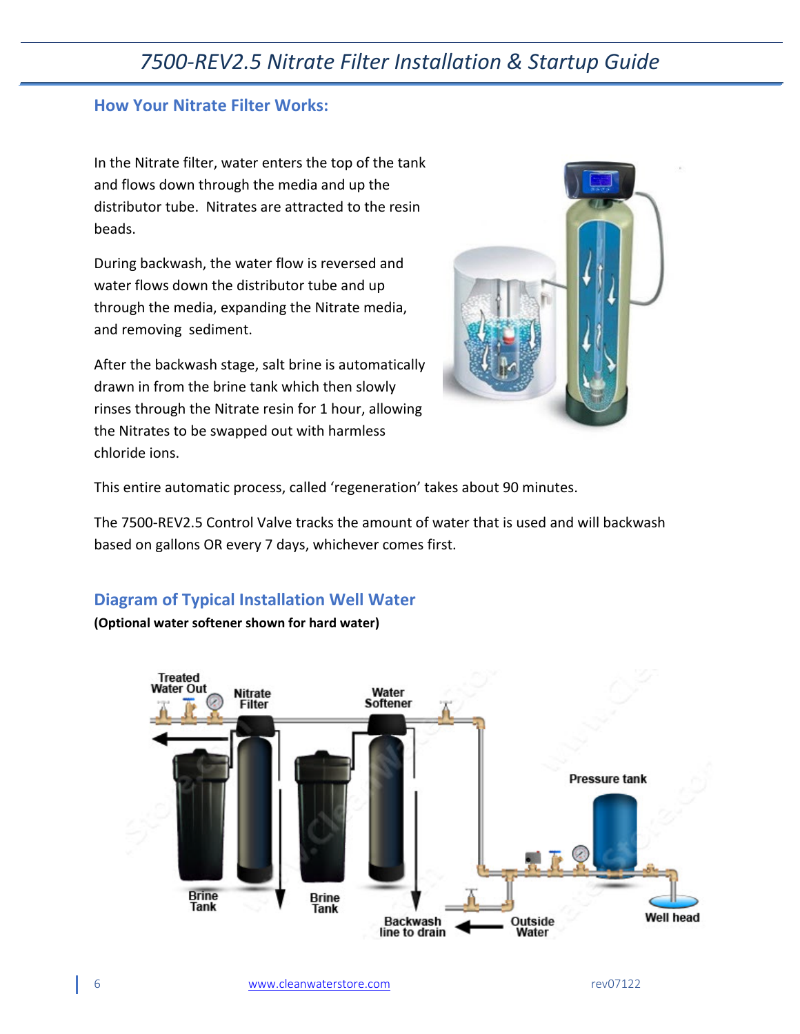## How Your Nitrate Filter Works:

In the Nitrate filter, water enters the top of the tank and flows down through the media and up the distributor tube. Nitrates are attracted to the resin beads.

During backwash, the water flow is reversed and water flows down the distributor tube and up through the media, expanding the Nitrate media, and removing sediment.

After the backwash stage, salt brine is automatically drawn in from the brine tank which then slowly rinses through the Nitrate resin for 1 hour, allowing the Nitrates to be swapped out with harmless chloride ions.

This entire automatic process, called 'regeneration' takes about 90 minutes.

The 7500-REV2.5 Control Valve tracks the amount of water that is used and will backwash based on gallons OR every 7 days, whichever comes first.

## Diagram of Typical Installation Well Water

**(Optional water softener shown for hard water)**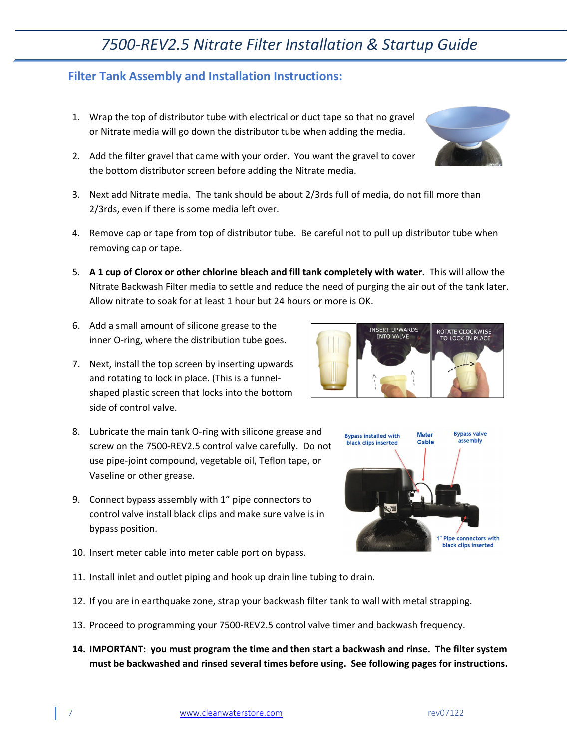## Filter Tank Assembly and Installation Instructions:

1. Wrap the top of distributor tube with electrical or duct tape so that no gravel or Nitrate media will go down the distributor tube when adding the media.
2. Add the filter gravel that came with your order. You want the gravel to cover the bottom distributor screen before adding the Nitrate media.
3. Next add Nitrate media. The tank should be about 2/3rds full of media, do not fill more than 2/3rds, even if there is some media left over.
4. Remove cap or tape from top of distributor tube. Be careful not to pull up distributor tube when removing cap or tape.
5. **A 1 cup of Clorox or other chlorine bleach and fill tank completely with water.** This will allow the Nitrate Backwash Filter media to settle and reduce the need of purging the air out of the tank later. Allow nitrate to soak for at least 1 hour but 24 hours or more is OK.
6. Add a small amount of silicone grease to the inner O-ring, where the distribution tube goes.
7. Next, install the top screen by inserting upwards and rotating to lock in place. (This is a funnel-shaped plastic screen that locks into the bottom side of control valve.
8. Lubricate the main tank O-ring with silicone grease and screw on the 7500-REV2.5 control valve carefully. Do not use pipe-joint compound, vegetable oil, Teflon tape, or Vaseline or other grease.
9. Connect bypass assembly with 1" pipe connectors to control valve install black clips and make sure valve is in bypass position.
10. Insert meter cable into meter cable port on bypass.
11. Install inlet and outlet piping and hook up drain line tubing to drain.
12. If you are in earthquake zone, strap your backwash filter tank to wall with metal strapping.
13. Proceed to programming your 7500-REV2.5 control valve timer and backwash frequency.
14. **IMPORTANT: you must program the time and then start a backwash and rinse. The filter system must be backwashed and rinsed several times before using. See following pages for instructions.**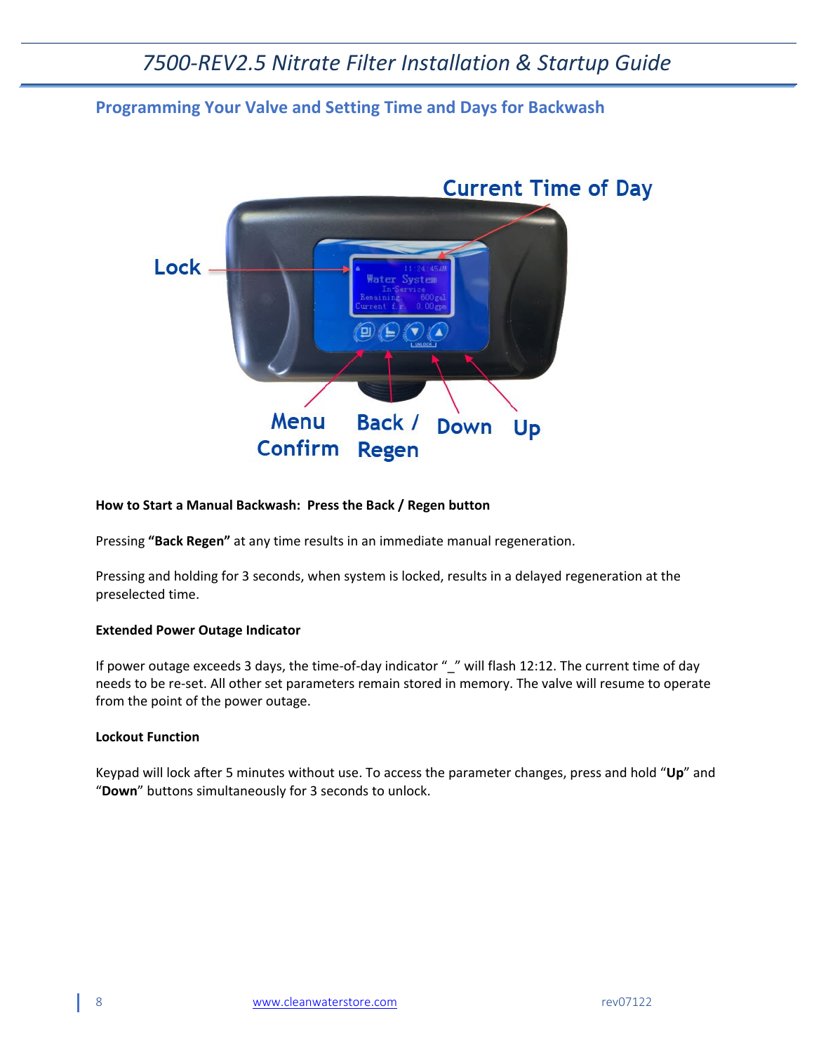## Programming Your Valve and Setting Time and Days for Backwash

Current Time of Day

Lock

Menu Confirm

Back / Regen

Down

Up

**How to Start a Manual Backwash: Press the Back / Regen button**

Pressing **"Back Regen"** at any time results in an immediate manual regeneration.

Pressing and holding for 3 seconds, when system is locked, results in a delayed regeneration at the preselected time.

**Extended Power Outage Indicator**

If power outage exceeds 3 days, the time-of-day indicator "_" will flash 12:12. The current time of day needs to be re-set. All other set parameters remain stored in memory. The valve will resume to operate from the point of the power outage.

**Lockout Function**

Keypad will lock after 5 minutes without use. To access the parameter changes, press and hold "**Up**" and "**Down**" buttons simultaneously for 3 seconds to unlock.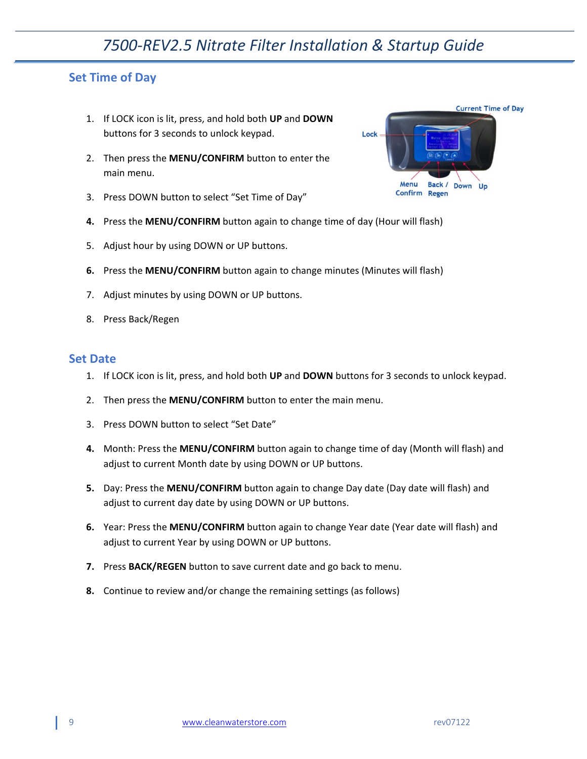## Set Time of Day

1. If LOCK icon is lit, press, and hold both **UP** and **DOWN** buttons for 3 seconds to unlock keypad.
2. Then press the **MENU/CONFIRM** button to enter the main menu.
3. Press DOWN button to select "Set Time of Day"
4. Press the **MENU/CONFIRM** button again to change time of day (Hour will flash)
5. Adjust hour by using DOWN or UP buttons.
6. Press the **MENU/CONFIRM** button again to change minutes (Minutes will flash)
7. Adjust minutes by using DOWN or UP buttons.
8. Press Back/Regen

## Set Date

1. If LOCK icon is lit, press, and hold both **UP** and **DOWN** buttons for 3 seconds to unlock keypad.
2. Then press the **MENU/CONFIRM** button to enter the main menu.
3. Press DOWN button to select "Set Date"
4. Month: Press the **MENU/CONFIRM** button again to change time of day (Month will flash) and adjust to current Month date by using DOWN or UP buttons.
5. Day: Press the **MENU/CONFIRM** button again to change Day date (Day date will flash) and adjust to current day date by using DOWN or UP buttons.
6. Year: Press the **MENU/CONFIRM** button again to change Year date (Year date will flash) and adjust to current Year by using DOWN or UP buttons.
7. Press **BACK/REGEN** button to save current date and go back to menu.
8. Continue to review and/or change the remaining settings (as follows)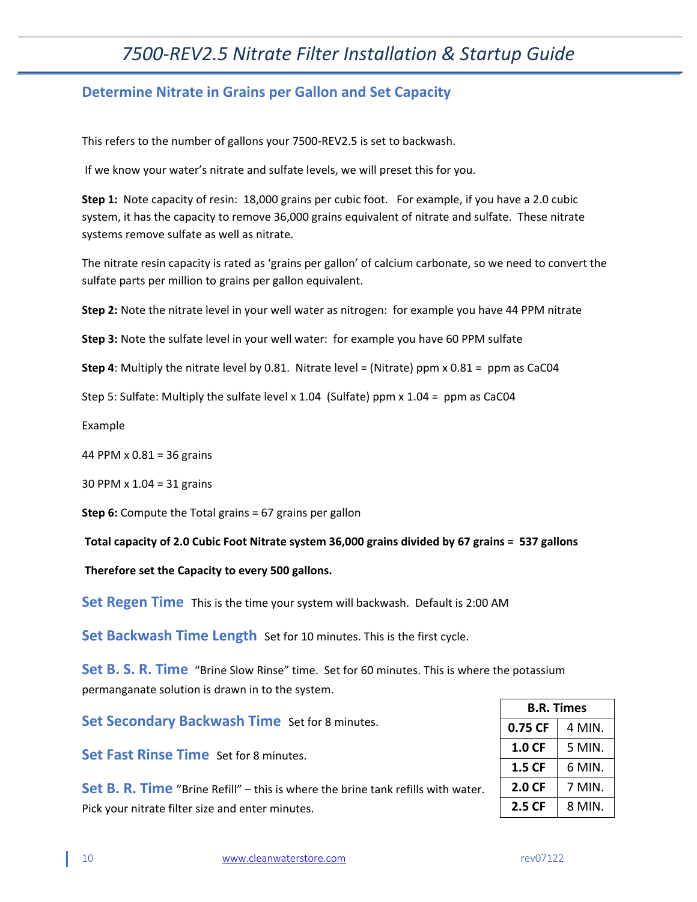## Determine Nitrate in Grains per Gallon and Set Capacity

This refers to the number of gallons your 7500-REV2.5 is set to backwash.

If we know your water's nitrate and sulfate levels, we will preset this for you.

**Step 1:** Note capacity of resin: 18,000 grains per cubic foot. For example, if you have a 2.0 cubic system, it has the capacity to remove 36,000 grains equivalent of nitrate and sulfate. These nitrate systems remove sulfate as well as nitrate.

The nitrate resin capacity is rated as 'grains per gallon' of calcium carbonate, so we need to convert the sulfate parts per million to grains per gallon equivalent.

**Step 2:** Note the nitrate level in your well water as nitrogen: for example you have 44 PPM nitrate

**Step 3:** Note the sulfate level in your well water: for example you have 60 PPM sulfate

**Step 4**: Multiply the nitrate level by 0.81. Nitrate level = (Nitrate) ppm x 0.81 = ppm as CaC04

Step 5: Sulfate: Multiply the sulfate level x 1.04 (Sulfate) ppm x 1.04 = ppm as CaC04

Example

44 PPM x 0.81 = 36 grains

30 PPM x 1.04 = 31 grains

**Step 6:** Compute the Total grains = 67 grains per gallon

**Total capacity of 2.0 Cubic Foot Nitrate system 36,000 grains divided by 67 grains = 537 gallons**

**Therefore set the Capacity to every 500 gallons.**

### Set Regen Time

This is the time your system will backwash. Default is 2:00 AM

### Set Backwash Time Length

Set for 10 minutes. This is the first cycle.

### Set B. S. R. Time

"Brine Slow Rinse" time. Set for 60 minutes. This is where the potassium permanganate solution is drawn in to the system.

### Set Secondary Backwash Time

Set for 8 minutes.

### Set Fast Rinse Time

Set for 8 minutes.

### Set B. R. Time

"Brine Refill" – this is where the brine tank refills with water. Pick your nitrate filter size and enter minutes.

| B.R. Times | |
|---|---|
| **0.75 CF** | 4 MIN. |
| **1.0 CF** | 5 MIN. |
| **1.5 CF** | 6 MIN. |
| **2.0 CF** | 7 MIN. |
| **2.5 CF** | 8 MIN. |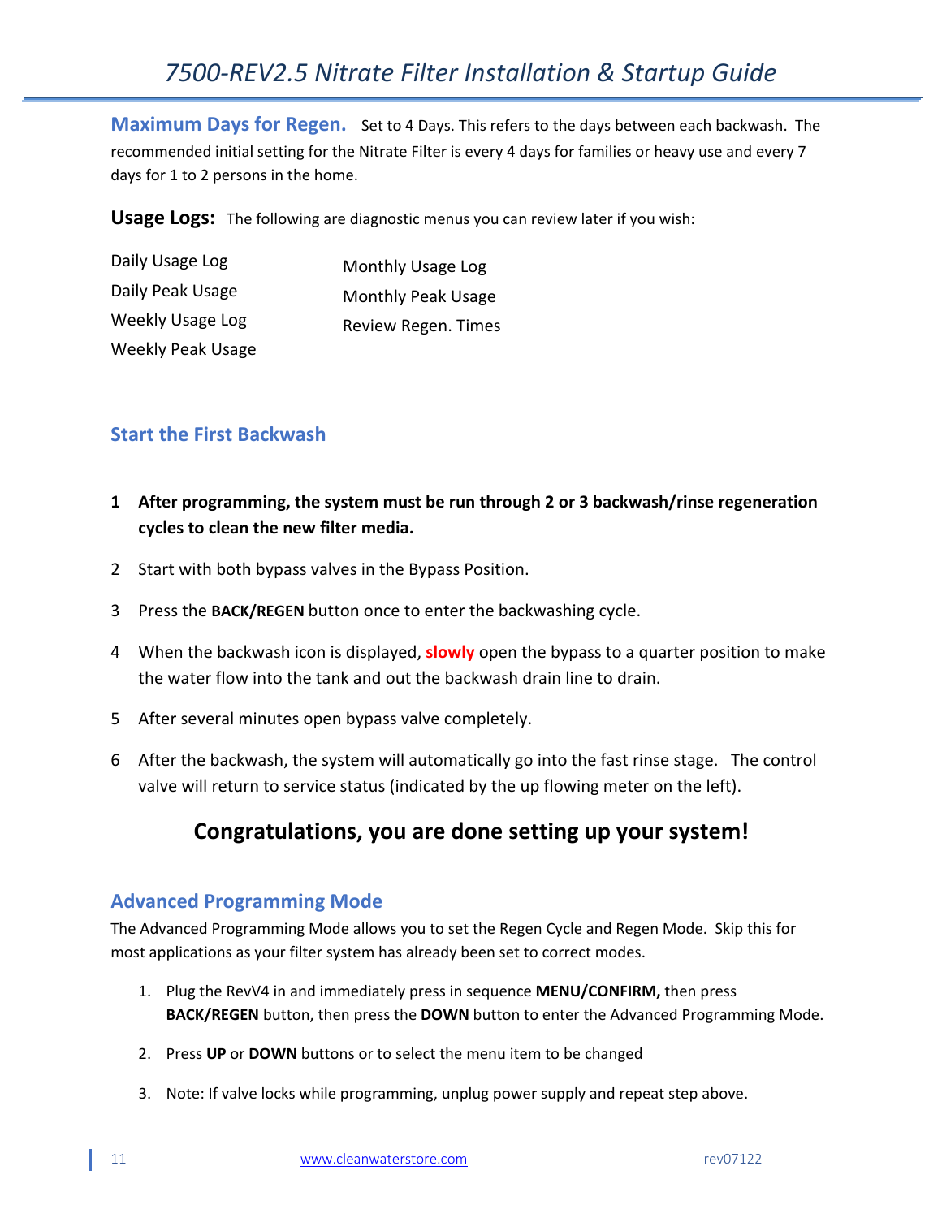**Maximum Days for Regen.** Set to 4 Days. This refers to the days between each backwash. The recommended initial setting for the Nitrate Filter is every 4 days for families or heavy use and every 7 days for 1 to 2 persons in the home.

**Usage Logs:** The following are diagnostic menus you can review later if you wish:

- Daily Usage Log
- Daily Peak Usage
- Weekly Usage Log
- Weekly Peak Usage
- Monthly Usage Log
- Monthly Peak Usage
- Review Regen. Times

## Start the First Backwash

1. **After programming, the system must be run through 2 or 3 backwash/rinse regeneration cycles to clean the new filter media.**
2. Start with both bypass valves in the Bypass Position.
3. Press the **BACK/REGEN** button once to enter the backwashing cycle.
4. When the backwash icon is displayed, **slowly** open the bypass to a quarter position to make the water flow into the tank and out the backwash drain line to drain.
5. After several minutes open bypass valve completely.
6. After the backwash, the system will automatically go into the fast rinse stage. The control valve will return to service status (indicated by the up flowing meter on the left).

## Congratulations, you are done setting up your system!

## Advanced Programming Mode

The Advanced Programming Mode allows you to set the Regen Cycle and Regen Mode. Skip this for most applications as your filter system has already been set to correct modes.

1. Plug the RevV4 in and immediately press in sequence **MENU/CONFIRM,** then press **BACK/REGEN** button, then press the **DOWN** button to enter the Advanced Programming Mode.
2. Press **UP** or **DOWN** buttons or to select the menu item to be changed
3. Note: If valve locks while programming, unplug power supply and repeat step above.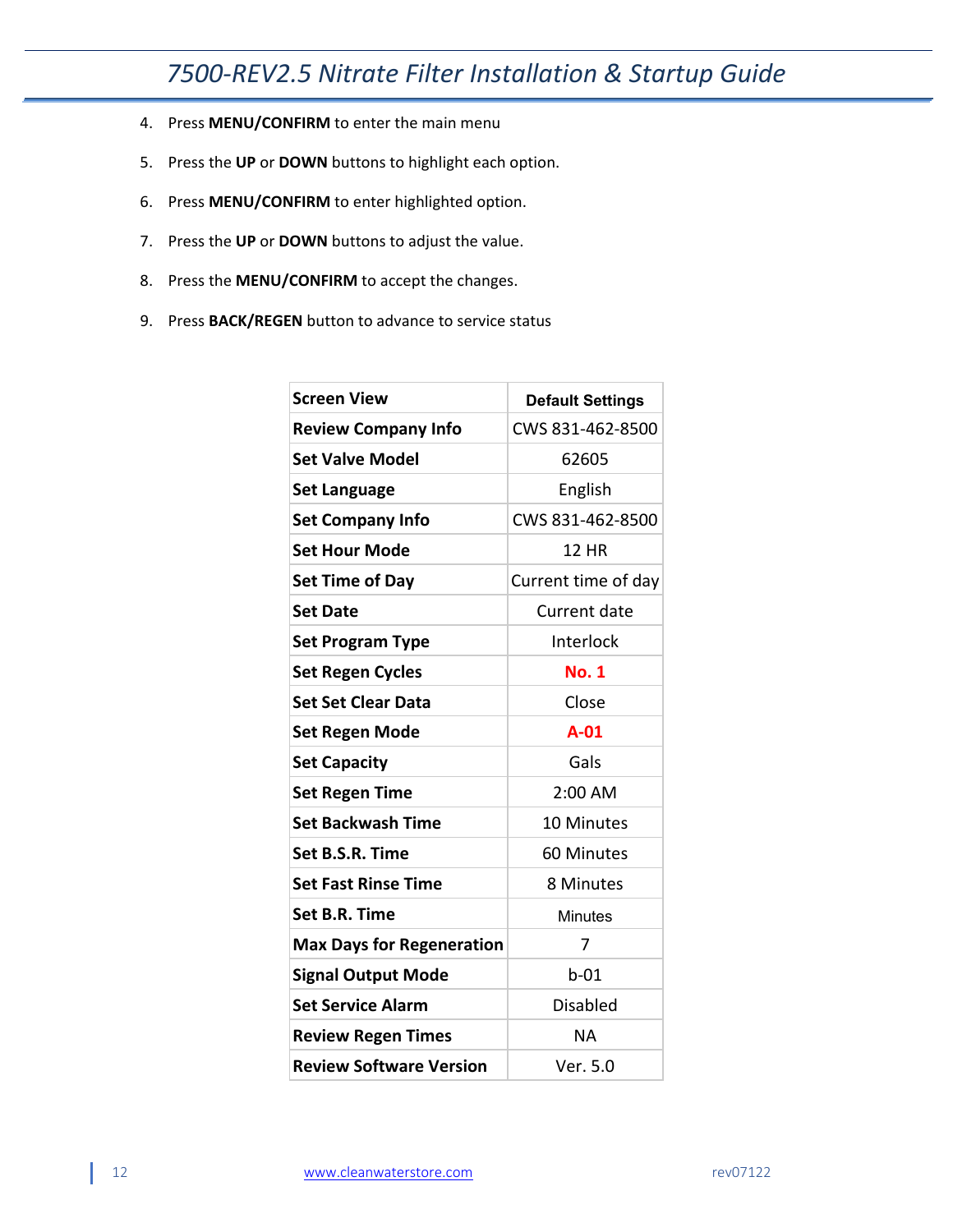4. Press **MENU/CONFIRM** to enter the main menu
5. Press the **UP** or **DOWN** buttons to highlight each option.
6. Press **MENU/CONFIRM** to enter highlighted option.
7. Press the **UP** or **DOWN** buttons to adjust the value.
8. Press the **MENU/CONFIRM** to accept the changes.
9. Press **BACK/REGEN** button to advance to service status

| Screen View | Default Settings |
|---|---|
| **Review Company Info** | CWS 831-462-8500 |
| **Set Valve Model** | 62605 |
| **Set Language** | English |
| **Set Company Info** | CWS 831-462-8500 |
| **Set Hour Mode** | 12 HR |
| **Set Time of Day** | Current time of day |
| **Set Date** | Current date |
| **Set Program Type** | Interlock |
| **Set Regen Cycles** | **No. 1** |
| **Set Set Clear Data** | Close |
| **Set Regen Mode** | **A-01** |
| **Set Capacity** | Gals |
| **Set Regen Time** | 2:00 AM |
| **Set Backwash Time** | 10 Minutes |
| **Set B.S.R. Time** | 60 Minutes |
| **Set Fast Rinse Time** | 8 Minutes |
| **Set B.R. Time** | Minutes |
| **Max Days for Regeneration** | 7 |
| **Signal Output Mode** | b-01 |
| **Set Service Alarm** | Disabled |
| **Review Regen Times** | NA |
| **Review Software Version** | Ver. 5.0 |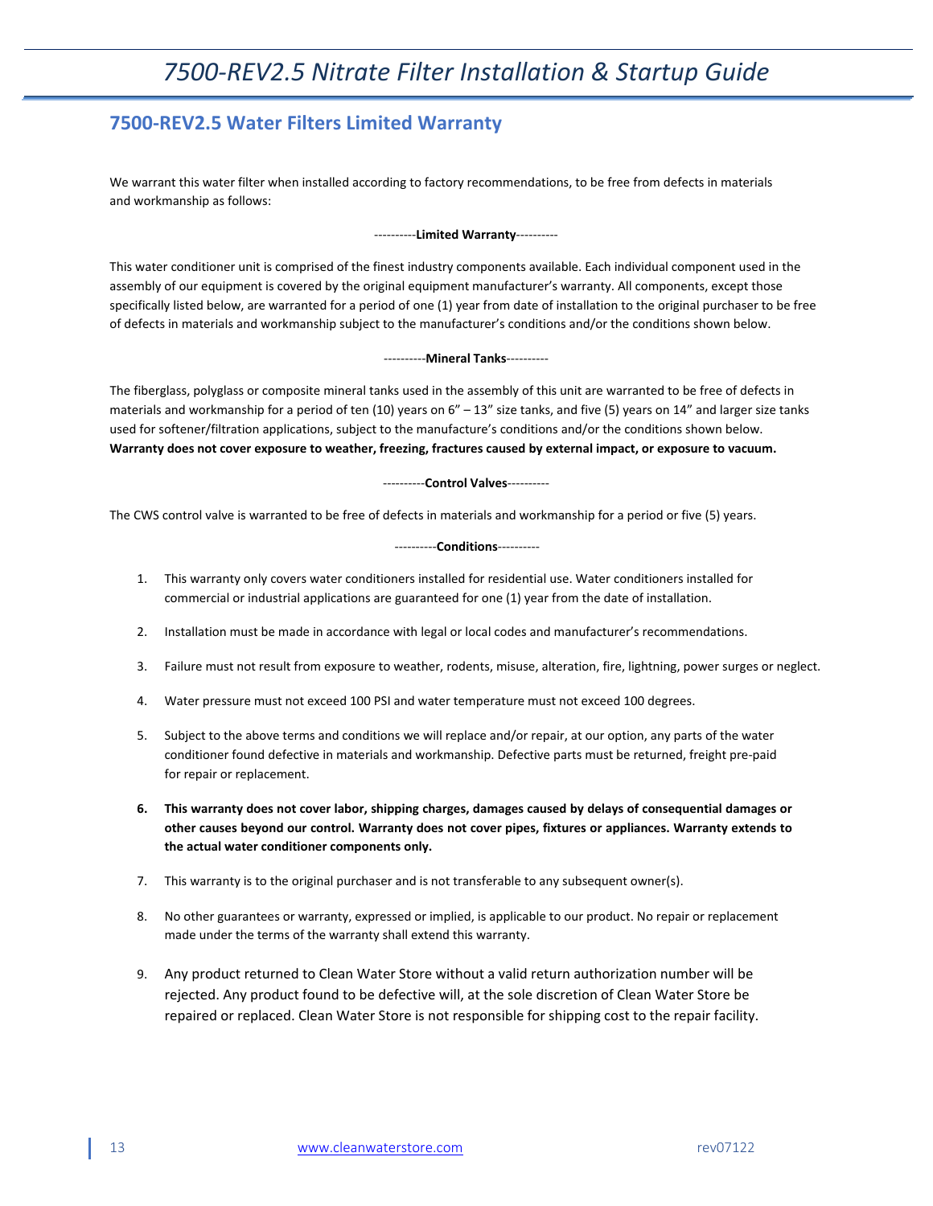## 7500-REV2.5 Water Filters Limited Warranty

We warrant this water filter when installed according to factory recommendations, to be free from defects in materials and workmanship as follows:

----------**Limited Warranty**----------

This water conditioner unit is comprised of the finest industry components available. Each individual component used in the assembly of our equipment is covered by the original equipment manufacturer's warranty. All components, except those specifically listed below, are warranted for a period of one (1) year from date of installation to the original purchaser to be free of defects in materials and workmanship subject to the manufacturer's conditions and/or the conditions shown below.

----------**Mineral Tanks**----------

The fiberglass, polyglass or composite mineral tanks used in the assembly of this unit are warranted to be free of defects in materials and workmanship for a period of ten (10) years on 6" – 13" size tanks, and five (5) years on 14" and larger size tanks used for softener/filtration applications, subject to the manufacture's conditions and/or the conditions shown below. **Warranty does not cover exposure to weather, freezing, fractures caused by external impact, or exposure to vacuum.**

----------**Control Valves**----------

The CWS control valve is warranted to be free of defects in materials and workmanship for a period or five (5) years.

----------**Conditions**----------

1. This warranty only covers water conditioners installed for residential use. Water conditioners installed for commercial or industrial applications are guaranteed for one (1) year from the date of installation.
2. Installation must be made in accordance with legal or local codes and manufacturer's recommendations.
3. Failure must not result from exposure to weather, rodents, misuse, alteration, fire, lightning, power surges or neglect.
4. Water pressure must not exceed 100 PSI and water temperature must not exceed 100 degrees.
5. Subject to the above terms and conditions we will replace and/or repair, at our option, any parts of the water conditioner found defective in materials and workmanship. Defective parts must be returned, freight pre-paid for repair or replacement.
6. **This warranty does not cover labor, shipping charges, damages caused by delays of consequential damages or other causes beyond our control. Warranty does not cover pipes, fixtures or appliances. Warranty extends to the actual water conditioner components only.**
7. This warranty is to the original purchaser and is not transferable to any subsequent owner(s).
8. No other guarantees or warranty, expressed or implied, is applicable to our product. No repair or replacement made under the terms of the warranty shall extend this warranty.
9. Any product returned to Clean Water Store without a valid return authorization number will be rejected. Any product found to be defective will, at the sole discretion of Clean Water Store be repaired or replaced. Clean Water Store is not responsible for shipping cost to the repair facility.